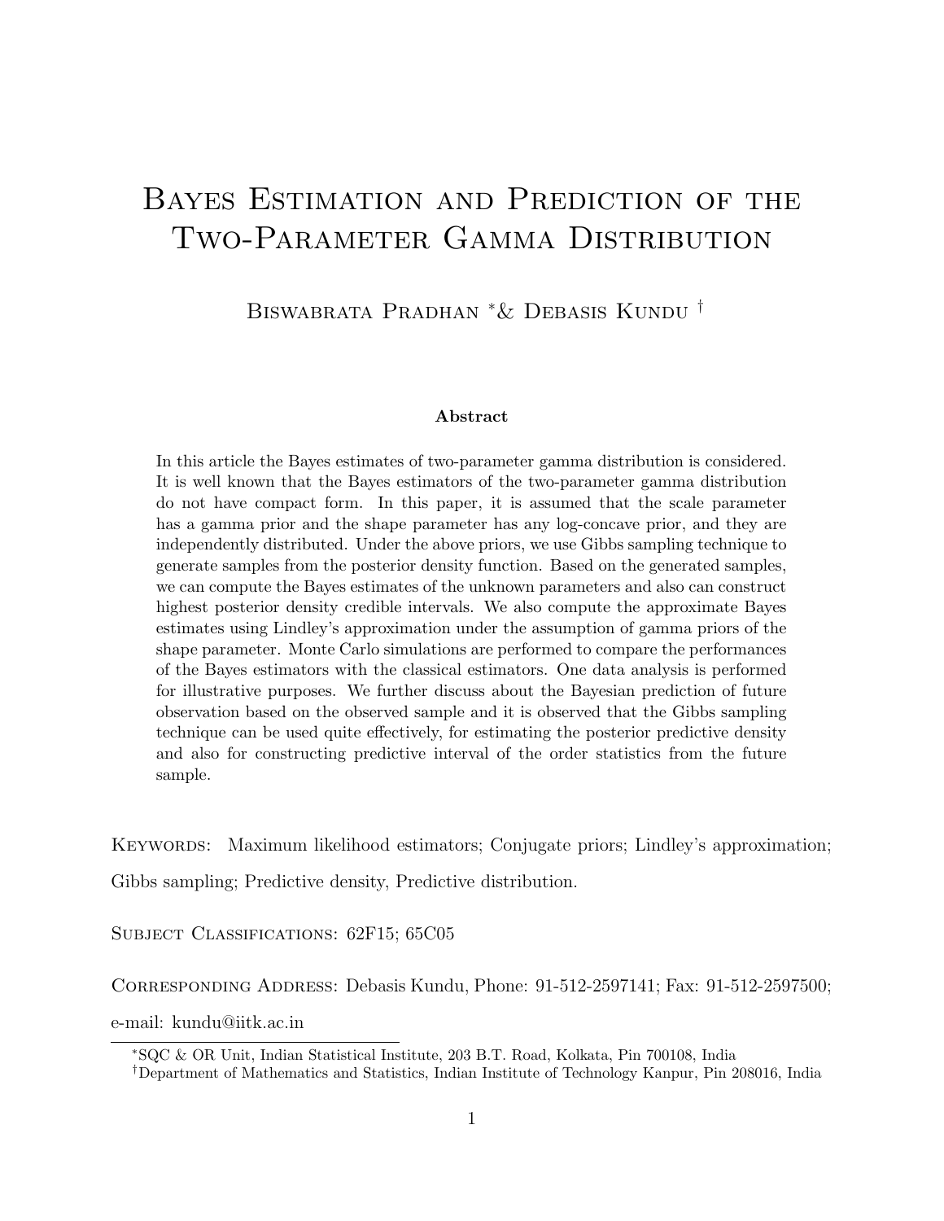# Bayes Estimation and Prediction of the Two-Parameter Gamma Distribution

Biswabrata Pradhan [*] & Debasis Kundu [†]

**Abstract**

In this article the Bayes estimates of two-parameter gamma distribution is considered. It is well known that the Bayes estimators of the two-parameter gamma distribution do not have compact form. In this paper, it is assumed that the scale parameter has a gamma prior and the shape parameter has any log-concave prior, and they are independently distributed. Under the above priors, we use Gibbs sampling technique to generate samples from the posterior density function. Based on the generated samples, we can compute the Bayes estimates of the unknown parameters and also can construct highest posterior density credible intervals. We also compute the approximate Bayes estimates using Lindley's approximation under the assumption of gamma priors of the shape parameter. Monte Carlo simulations are performed to compare the performances of the Bayes estimators with the classical estimators. One data analysis is performed for illustrative purposes. We further discuss about the Bayesian prediction of future observation based on the observed sample and it is observed that the Gibbs sampling technique can be used quite effectively, for estimating the posterior predictive density and also for constructing predictive interval of the order statistics from the future sample.

Keywords: Maximum likelihood estimators; Conjugate priors; Lindley's approximation; Gibbs sampling; Predictive density, Predictive distribution.

Subject Classifications: 62F15; 65C05

Corresponding Address: Debasis Kundu, Phone: 91-512-2597141; Fax: 91-512-2597500; e-mail: kundu@iitk.ac.in

[*] SQC & OR Unit, Indian Statistical Institute, 203 B.T. Road, Kolkata, Pin 700108, India

[†] Department of Mathematics and Statistics, Indian Institute of Technology Kanpur, Pin 208016, India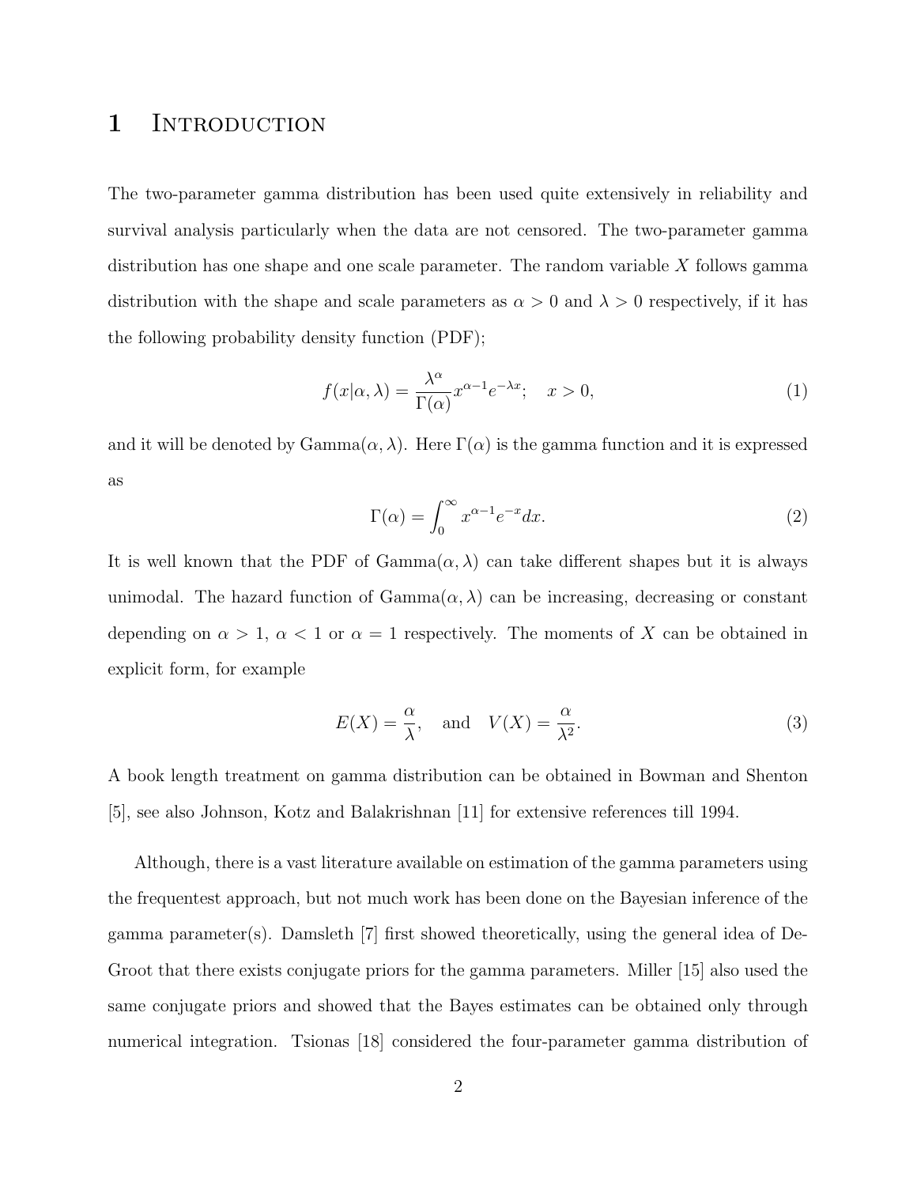# 1 Introduction

The two-parameter gamma distribution has been used quite extensively in reliability and survival analysis particularly when the data are not censored. The two-parameter gamma distribution has one shape and one scale parameter. The random variable $X$ follows gamma distribution with the shape and scale parameters as $\alpha > 0$ and $\lambda > 0$ respectively, if it has the following probability density function (PDF);

$$f(x|\alpha, \lambda) = \frac{\lambda^{\alpha}}{\Gamma(\alpha)} x^{\alpha-1} e^{-\lambda x}; \quad x > 0, \tag{1}$$

and it will be denoted by Gamma$(\alpha, \lambda)$. Here $\Gamma(\alpha)$ is the gamma function and it is expressed as

$$\Gamma(\alpha) = \int_0^{\infty} x^{\alpha-1} e^{-x} dx. \tag{2}$$

It is well known that the PDF of Gamma$(\alpha, \lambda)$ can take different shapes but it is always unimodal. The hazard function of Gamma$(\alpha, \lambda)$ can be increasing, decreasing or constant depending on $\alpha > 1$, $\alpha < 1$ or $\alpha = 1$ respectively. The moments of $X$ can be obtained in explicit form, for example

$$E(X) = \frac{\alpha}{\lambda}, \quad \text{and} \quad V(X) = \frac{\alpha}{\lambda^2}. \tag{3}$$

A book length treatment on gamma distribution can be obtained in Bowman and Shenton [5], see also Johnson, Kotz and Balakrishnan [11] for extensive references till 1994.

Although, there is a vast literature available on estimation of the gamma parameters using the frequentest approach, but not much work has been done on the Bayesian inference of the gamma parameter(s). Damsleth [7] first showed theoretically, using the general idea of De-Groot that there exists conjugate priors for the gamma parameters. Miller [15] also used the same conjugate priors and showed that the Bayes estimates can be obtained only through numerical integration. Tsionas [18] considered the four-parameter gamma distribution of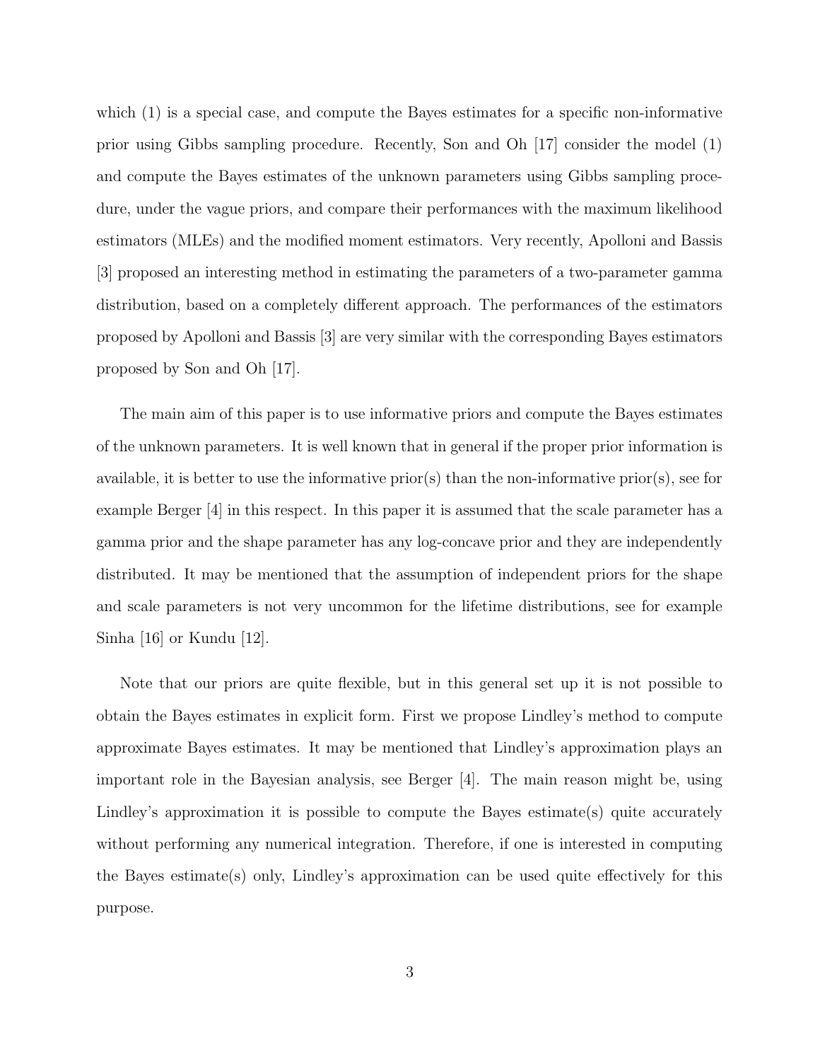which (1) is a special case, and compute the Bayes estimates for a specific non-informative prior using Gibbs sampling procedure. Recently, Son and Oh [17] consider the model (1) and compute the Bayes estimates of the unknown parameters using Gibbs sampling procedure, under the vague priors, and compare their performances with the maximum likelihood estimators (MLEs) and the modified moment estimators. Very recently, Apolloni and Bassis [3] proposed an interesting method in estimating the parameters of a two-parameter gamma distribution, based on a completely different approach. The performances of the estimators proposed by Apolloni and Bassis [3] are very similar with the corresponding Bayes estimators proposed by Son and Oh [17].

The main aim of this paper is to use informative priors and compute the Bayes estimates of the unknown parameters. It is well known that in general if the proper prior information is available, it is better to use the informative prior(s) than the non-informative prior(s), see for example Berger [4] in this respect. In this paper it is assumed that the scale parameter has a gamma prior and the shape parameter has any log-concave prior and they are independently distributed. It may be mentioned that the assumption of independent priors for the shape and scale parameters is not very uncommon for the lifetime distributions, see for example Sinha [16] or Kundu [12].

Note that our priors are quite flexible, but in this general set up it is not possible to obtain the Bayes estimates in explicit form. First we propose Lindley's method to compute approximate Bayes estimates. It may be mentioned that Lindley's approximation plays an important role in the Bayesian analysis, see Berger [4]. The main reason might be, using Lindley's approximation it is possible to compute the Bayes estimate(s) quite accurately without performing any numerical integration. Therefore, if one is interested in computing the Bayes estimate(s) only, Lindley's approximation can be used quite effectively for this purpose.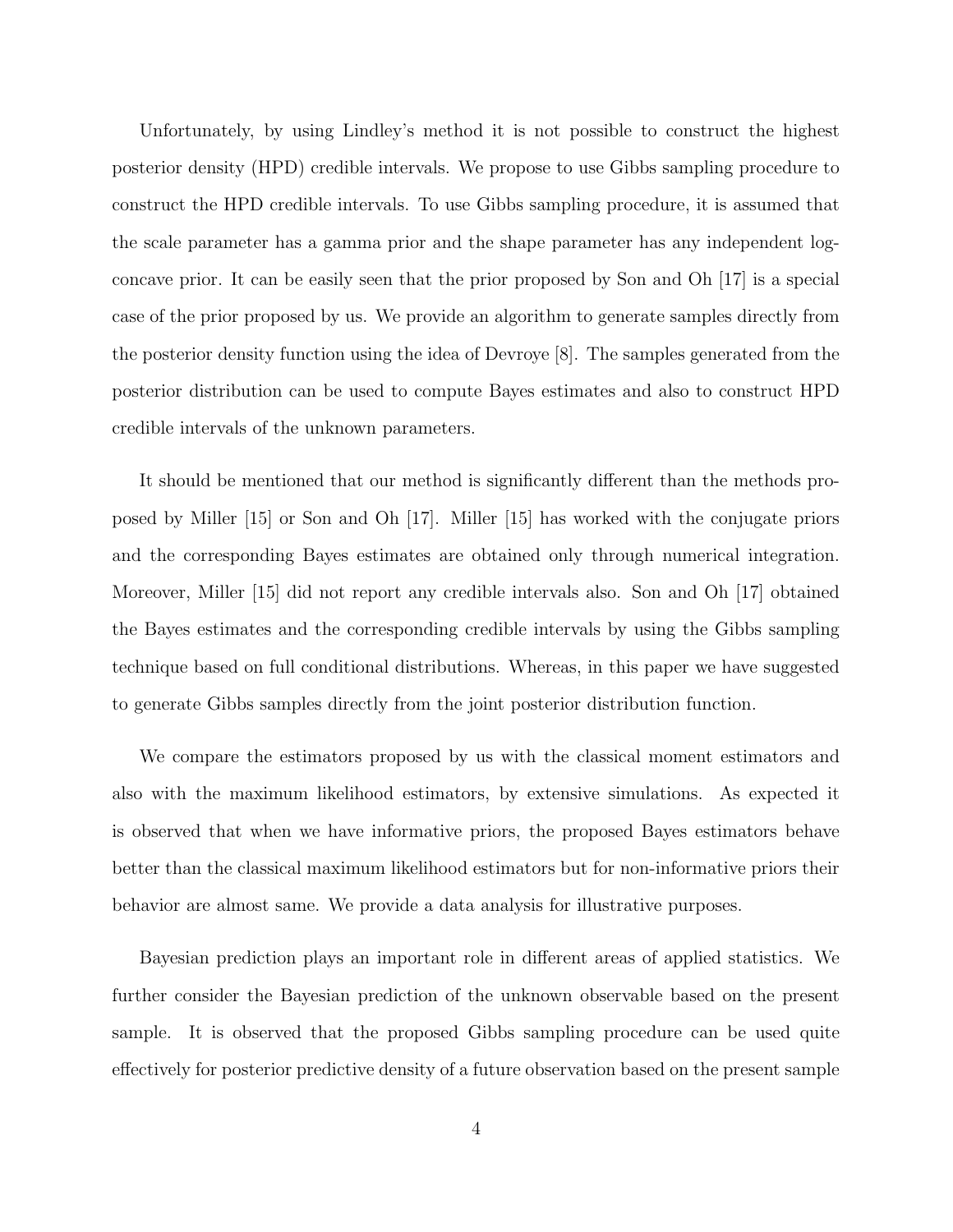Unfortunately, by using Lindley's method it is not possible to construct the highest posterior density (HPD) credible intervals. We propose to use Gibbs sampling procedure to construct the HPD credible intervals. To use Gibbs sampling procedure, it is assumed that the scale parameter has a gamma prior and the shape parameter has any independent log-concave prior. It can be easily seen that the prior proposed by Son and Oh [17] is a special case of the prior proposed by us. We provide an algorithm to generate samples directly from the posterior density function using the idea of Devroye [8]. The samples generated from the posterior distribution can be used to compute Bayes estimates and also to construct HPD credible intervals of the unknown parameters.

It should be mentioned that our method is significantly different than the methods proposed by Miller [15] or Son and Oh [17]. Miller [15] has worked with the conjugate priors and the corresponding Bayes estimates are obtained only through numerical integration. Moreover, Miller [15] did not report any credible intervals also. Son and Oh [17] obtained the Bayes estimates and the corresponding credible intervals by using the Gibbs sampling technique based on full conditional distributions. Whereas, in this paper we have suggested to generate Gibbs samples directly from the joint posterior distribution function.

We compare the estimators proposed by us with the classical moment estimators and also with the maximum likelihood estimators, by extensive simulations. As expected it is observed that when we have informative priors, the proposed Bayes estimators behave better than the classical maximum likelihood estimators but for non-informative priors their behavior are almost same. We provide a data analysis for illustrative purposes.

Bayesian prediction plays an important role in different areas of applied statistics. We further consider the Bayesian prediction of the unknown observable based on the present sample. It is observed that the proposed Gibbs sampling procedure can be used quite effectively for posterior predictive density of a future observation based on the present sample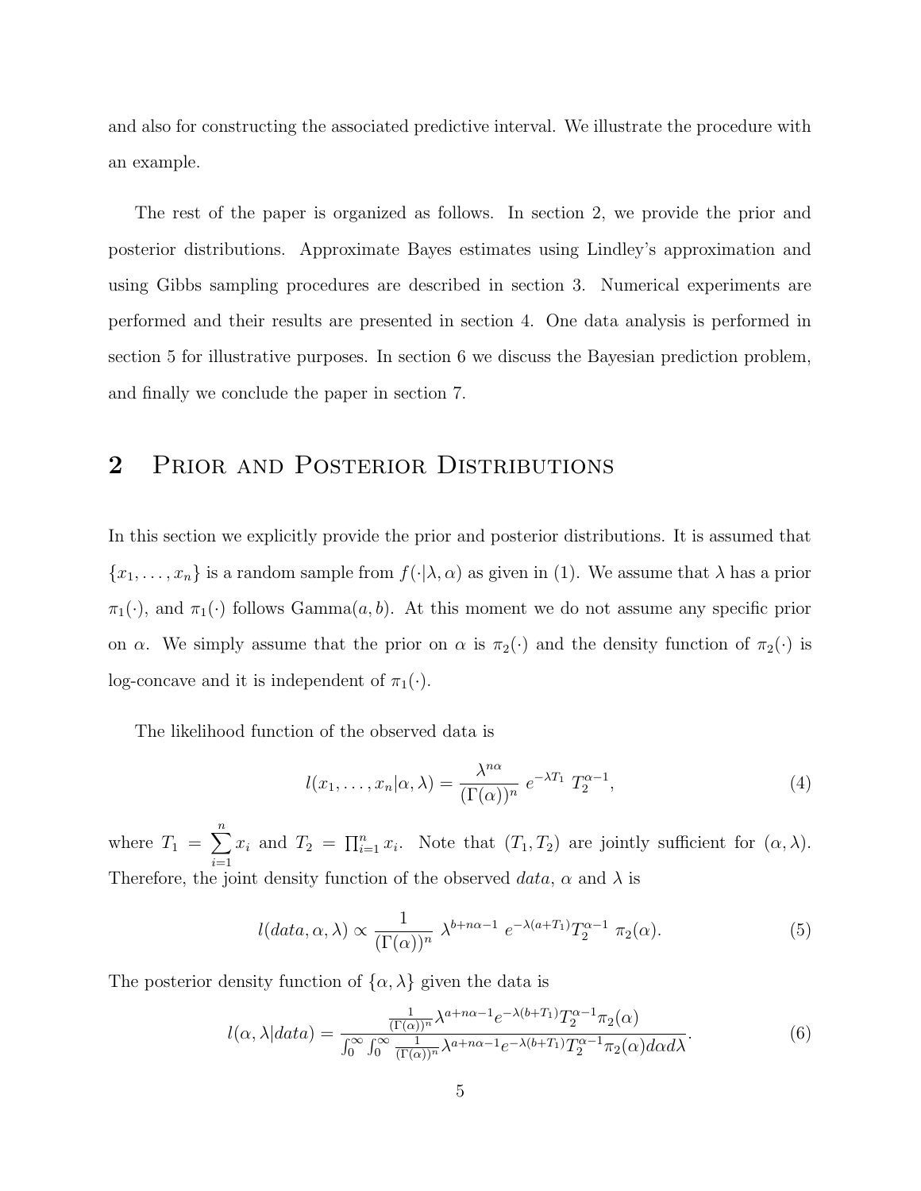and also for constructing the associated predictive interval. We illustrate the procedure with an example.

The rest of the paper is organized as follows. In section 2, we provide the prior and posterior distributions. Approximate Bayes estimates using Lindley's approximation and using Gibbs sampling procedures are described in section 3. Numerical experiments are performed and their results are presented in section 4. One data analysis is performed in section 5 for illustrative purposes. In section 6 we discuss the Bayesian prediction problem, and finally we conclude the paper in section 7.

## 2 Prior and Posterior Distributions

In this section we explicitly provide the prior and posterior distributions. It is assumed that $\{x_1, \ldots, x_n\}$ is a random sample from $f(\cdot|\lambda, \alpha)$ as given in (1). We assume that $\lambda$ has a prior $\pi_1(\cdot)$, and $\pi_1(\cdot)$ follows Gamma$(a, b)$. At this moment we do not assume any specific prior on $\alpha$. We simply assume that the prior on $\alpha$ is $\pi_2(\cdot)$ and the density function of $\pi_2(\cdot)$ is log-concave and it is independent of $\pi_1(\cdot)$.

The likelihood function of the observed data is

$$l(x_1, \ldots, x_n|\alpha, \lambda) = \frac{\lambda^{n\alpha}}{(\Gamma(\alpha))^n} \; e^{-\lambda T_1} \; T_2^{\alpha-1}, \tag{4}$$

where $T_1 = \sum_{i=1}^{n} x_i$ and $T_2 = \prod_{i=1}^{n} x_i$. Note that $(T_1, T_2)$ are jointly sufficient for $(\alpha, \lambda)$. Therefore, the joint density function of the observed *data*, $\alpha$ and $\lambda$ is

$$l(data, \alpha, \lambda) \propto \frac{1}{(\Gamma(\alpha))^n} \; \lambda^{b+n\alpha-1} \; e^{-\lambda(a+T_1)} T_2^{\alpha-1} \; \pi_2(\alpha). \tag{5}$$

The posterior density function of $\{\alpha, \lambda\}$ given the data is

$$l(\alpha, \lambda|data) = \frac{\frac{1}{(\Gamma(\alpha))^n}\lambda^{a+n\alpha-1}e^{-\lambda(b+T_1)}T_2^{\alpha-1}\pi_2(\alpha)}{\int_0^{\infty}\int_0^{\infty}\frac{1}{(\Gamma(\alpha))^n}\lambda^{a+n\alpha-1}e^{-\lambda(b+T_1)}T_2^{\alpha-1}\pi_2(\alpha)d\alpha d\lambda}. \tag{6}$$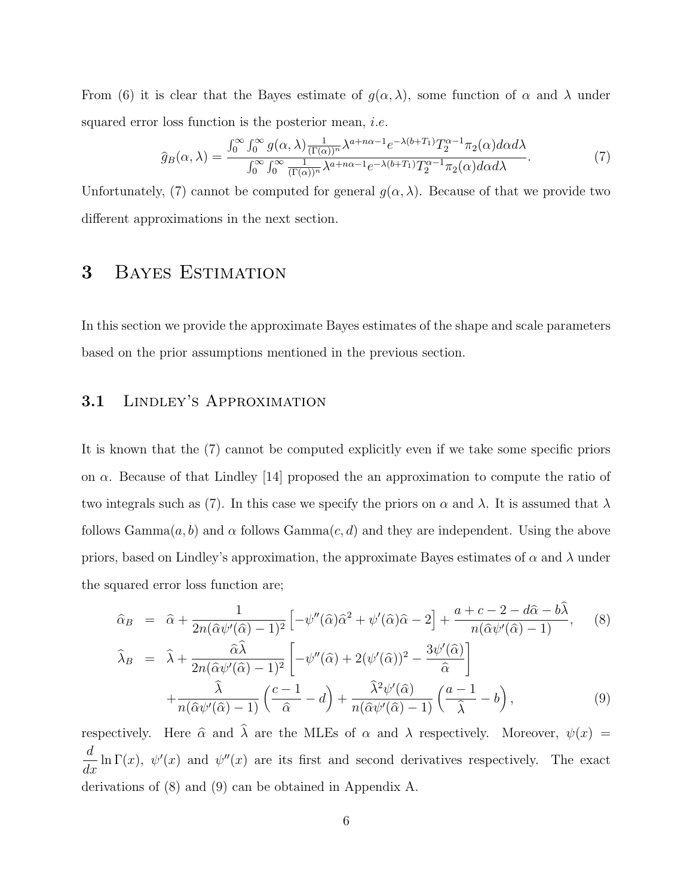From (6) it is clear that the Bayes estimate of $g(\alpha, \lambda)$, some function of $\alpha$ and $\lambda$ under squared error loss function is the posterior mean, *i.e.*

$$\widehat{g}_B(\alpha, \lambda) = \frac{\int_0^\infty \int_0^\infty g(\alpha, \lambda) \frac{1}{(\Gamma(\alpha))^n} \lambda^{a+n\alpha-1} e^{-\lambda(b+T_1)} T_2^{\alpha-1} \pi_2(\alpha) d\alpha d\lambda}{\int_0^\infty \int_0^\infty \frac{1}{(\Gamma(\alpha))^n} \lambda^{a+n\alpha-1} e^{-\lambda(b+T_1)} T_2^{\alpha-1} \pi_2(\alpha) d\alpha d\lambda}. \tag{7}$$

Unfortunately, (7) cannot be computed for general $g(\alpha, \lambda)$. Because of that we provide two different approximations in the next section.

# 3 Bayes Estimation

In this section we provide the approximate Bayes estimates of the shape and scale parameters based on the prior assumptions mentioned in the previous section.

## 3.1 Lindley's Approximation

It is known that the (7) cannot be computed explicitly even if we take some specific priors on $\alpha$. Because of that Lindley [14] proposed the an approximation to compute the ratio of two integrals such as (7). In this case we specify the priors on $\alpha$ and $\lambda$. It is assumed that $\lambda$ follows Gamma$(a, b)$ and $\alpha$ follows Gamma$(c, d)$ and they are independent. Using the above priors, based on Lindley's approximation, the approximate Bayes estimates of $\alpha$ and $\lambda$ under the squared error loss function are;

$$\widehat{\alpha}_B = \widehat{\alpha} + \frac{1}{2n(\widehat{\alpha}\psi'(\widehat{\alpha}) - 1)^2}\left[-\psi''(\widehat{\alpha})\widehat{\alpha}^2 + \psi'(\widehat{\alpha})\widehat{\alpha} - 2\right] + \frac{a + c - 2 - d\widehat{\alpha} - b\widehat{\lambda}}{n(\widehat{\alpha}\psi'(\widehat{\alpha}) - 1)}, \tag{8}$$

$$\begin{aligned}\widehat{\lambda}_B &= \widehat{\lambda} + \frac{\widehat{\alpha}\widehat{\lambda}}{2n(\widehat{\alpha}\psi'(\widehat{\alpha}) - 1)^2}\left[-\psi''(\widehat{\alpha}) + 2(\psi'(\widehat{\alpha}))^2 - \frac{3\psi'(\widehat{\alpha})}{\widehat{\alpha}}\right] \\ &\quad + \frac{\widehat{\lambda}}{n(\widehat{\alpha}\psi'(\widehat{\alpha}) - 1)}\left(\frac{c-1}{\widehat{\alpha}} - d\right) + \frac{\widehat{\lambda}^2\psi'(\widehat{\alpha})}{n(\widehat{\alpha}\psi'(\widehat{\alpha}) - 1)}\left(\frac{a-1}{\widehat{\lambda}} - b\right),\end{aligned} \tag{9}$$

respectively. Here $\widehat{\alpha}$ and $\widehat{\lambda}$ are the MLEs of $\alpha$ and $\lambda$ respectively. Moreover, $\psi(x) = \frac{d}{dx} \ln \Gamma(x)$, $\psi'(x)$ and $\psi''(x)$ are its first and second derivatives respectively. The exact derivations of (8) and (9) can be obtained in Appendix A.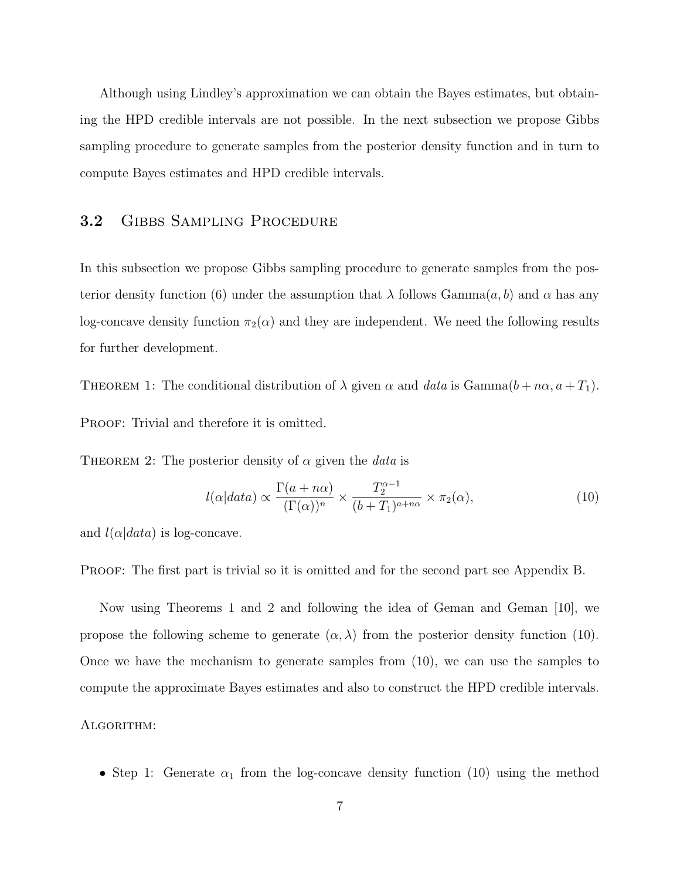Although using Lindley's approximation we can obtain the Bayes estimates, but obtaining the HPD credible intervals are not possible. In the next subsection we propose Gibbs sampling procedure to generate samples from the posterior density function and in turn to compute Bayes estimates and HPD credible intervals.

### 3.2 Gibbs Sampling Procedure

In this subsection we propose Gibbs sampling procedure to generate samples from the posterior density function (6) under the assumption that $\lambda$ follows Gamma$(a, b)$ and $\alpha$ has any log-concave density function $\pi_2(\alpha)$ and they are independent. We need the following results for further development.

Theorem 1: The conditional distribution of $\lambda$ given $\alpha$ and *data* is Gamma$(b + n\alpha, a + T_1)$.

Proof: Trivial and therefore it is omitted.

Theorem 2: The posterior density of $\alpha$ given the *data* is

$$l(\alpha|data) \propto \frac{\Gamma(a + n\alpha)}{(\Gamma(\alpha))^n} \times \frac{T_2^{\alpha-1}}{(b + T_1)^{a+n\alpha}} \times \pi_2(\alpha), \tag{10}$$

and $l(\alpha|data)$ is log-concave.

Proof: The first part is trivial so it is omitted and for the second part see Appendix B.

Now using Theorems 1 and 2 and following the idea of Geman and Geman [10], we propose the following scheme to generate $(\alpha, \lambda)$ from the posterior density function (10). Once we have the mechanism to generate samples from (10), we can use the samples to compute the approximate Bayes estimates and also to construct the HPD credible intervals.

Algorithm:

- Step 1: Generate $\alpha_1$ from the log-concave density function (10) using the method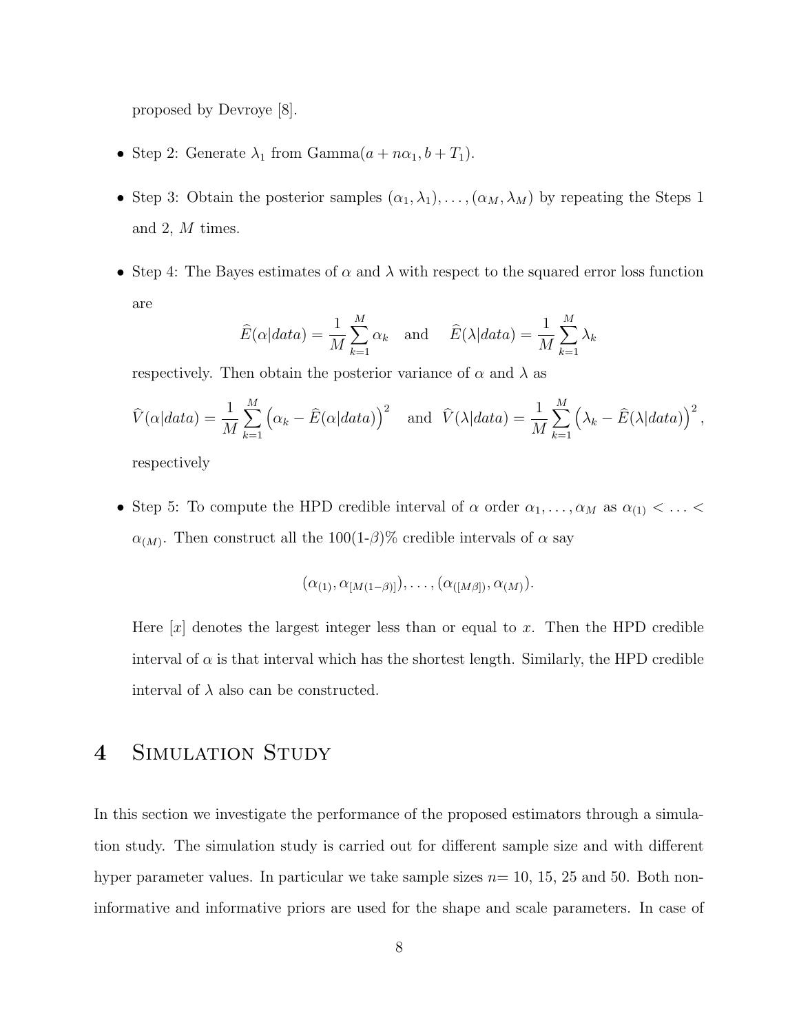proposed by Devroye [8].

- Step 2: Generate $\lambda_1$ from Gamma$(a + n\alpha_1, b + T_1)$.

- Step 3: Obtain the posterior samples $(\alpha_1, \lambda_1), \ldots, (\alpha_M, \lambda_M)$ by repeating the Steps 1 and 2, $M$ times.

- Step 4: The Bayes estimates of $\alpha$ and $\lambda$ with respect to the squared error loss function are

$$\widehat{E}(\alpha|data) = \frac{1}{M}\sum_{k=1}^{M}\alpha_k \quad \text{and} \quad \widehat{E}(\lambda|data) = \frac{1}{M}\sum_{k=1}^{M}\lambda_k$$

respectively. Then obtain the posterior variance of $\alpha$ and $\lambda$ as

$$\widehat{V}(\alpha|data) = \frac{1}{M}\sum_{k=1}^{M}\left(\alpha_k - \widehat{E}(\alpha|data)\right)^2 \quad \text{and} \quad \widehat{V}(\lambda|data) = \frac{1}{M}\sum_{k=1}^{M}\left(\lambda_k - \widehat{E}(\lambda|data)\right)^2,$$

respectively

- Step 5: To compute the HPD credible interval of $\alpha$ order $\alpha_1, \ldots, \alpha_M$ as $\alpha_{(1)} < \ldots < \alpha_{(M)}$. Then construct all the 100(1-$\beta$)% credible intervals of $\alpha$ say

$$(\alpha_{(1)}, \alpha_{[M(1-\beta)]}), \ldots, (\alpha_{([M\beta])}, \alpha_{(M)}).$$

Here $[x]$ denotes the largest integer less than or equal to $x$. Then the HPD credible interval of $\alpha$ is that interval which has the shortest length. Similarly, the HPD credible interval of $\lambda$ also can be constructed.

# 4 Simulation Study

In this section we investigate the performance of the proposed estimators through a simulation study. The simulation study is carried out for different sample size and with different hyper parameter values. In particular we take sample sizes $n$= 10, 15, 25 and 50. Both non-informative and informative priors are used for the shape and scale parameters. In case of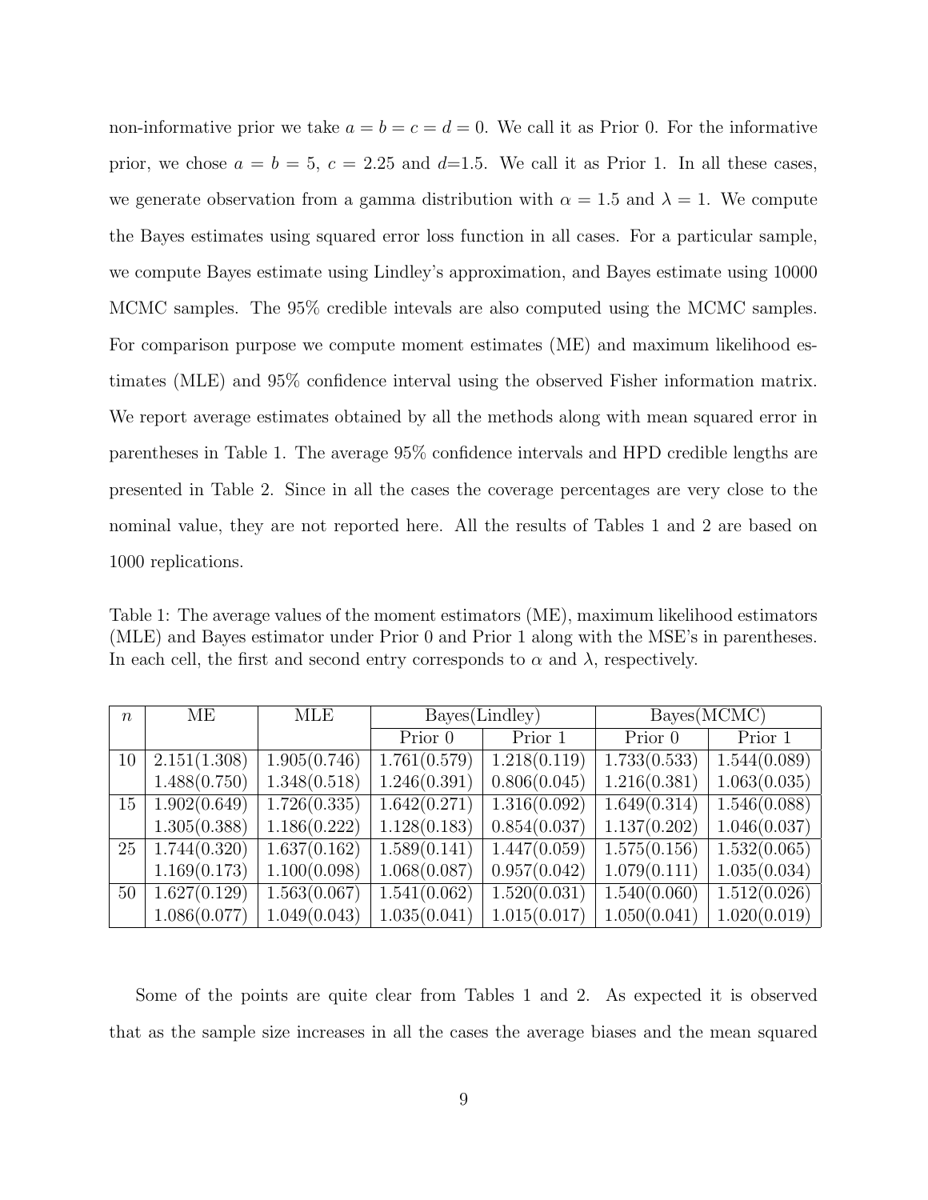non-informative prior we take $a = b = c = d = 0$. We call it as Prior 0. For the informative prior, we chose $a = b = 5$, $c = 2.25$ and $d$=1.5. We call it as Prior 1. In all these cases, we generate observation from a gamma distribution with $\alpha = 1.5$ and $\lambda = 1$. We compute the Bayes estimates using squared error loss function in all cases. For a particular sample, we compute Bayes estimate using Lindley's approximation, and Bayes estimate using 10000 MCMC samples. The 95% credible intevals are also computed using the MCMC samples. For comparison purpose we compute moment estimates (ME) and maximum likelihood estimates (MLE) and 95% confidence interval using the observed Fisher information matrix. We report average estimates obtained by all the methods along with mean squared error in parentheses in Table 1. The average 95% confidence intervals and HPD credible lengths are presented in Table 2. Since in all the cases the coverage percentages are very close to the nominal value, they are not reported here. All the results of Tables 1 and 2 are based on 1000 replications.

Table 1: The average values of the moment estimators (ME), maximum likelihood estimators (MLE) and Bayes estimator under Prior 0 and Prior 1 along with the MSE's in parentheses. In each cell, the first and second entry corresponds to $\alpha$ and $\lambda$, respectively.

| $n$ | ME | MLE | Bayes(Lindley) | | Bayes(MCMC) | |
|---|---|---|---|---|---|---|
| | | | Prior 0 | Prior 1 | Prior 0 | Prior 1 |
| 10 | 2.151(1.308) | 1.905(0.746) | 1.761(0.579) | 1.218(0.119) | 1.733(0.533) | 1.544(0.089) |
| | 1.488(0.750) | 1.348(0.518) | 1.246(0.391) | 0.806(0.045) | 1.216(0.381) | 1.063(0.035) |
| 15 | 1.902(0.649) | 1.726(0.335) | 1.642(0.271) | 1.316(0.092) | 1.649(0.314) | 1.546(0.088) |
| | 1.305(0.388) | 1.186(0.222) | 1.128(0.183) | 0.854(0.037) | 1.137(0.202) | 1.046(0.037) |
| 25 | 1.744(0.320) | 1.637(0.162) | 1.589(0.141) | 1.447(0.059) | 1.575(0.156) | 1.532(0.065) |
| | 1.169(0.173) | 1.100(0.098) | 1.068(0.087) | 0.957(0.042) | 1.079(0.111) | 1.035(0.034) |
| 50 | 1.627(0.129) | 1.563(0.067) | 1.541(0.062) | 1.520(0.031) | 1.540(0.060) | 1.512(0.026) |
| | 1.086(0.077) | 1.049(0.043) | 1.035(0.041) | 1.015(0.017) | 1.050(0.041) | 1.020(0.019) |

Some of the points are quite clear from Tables 1 and 2. As expected it is observed that as the sample size increases in all the cases the average biases and the mean squared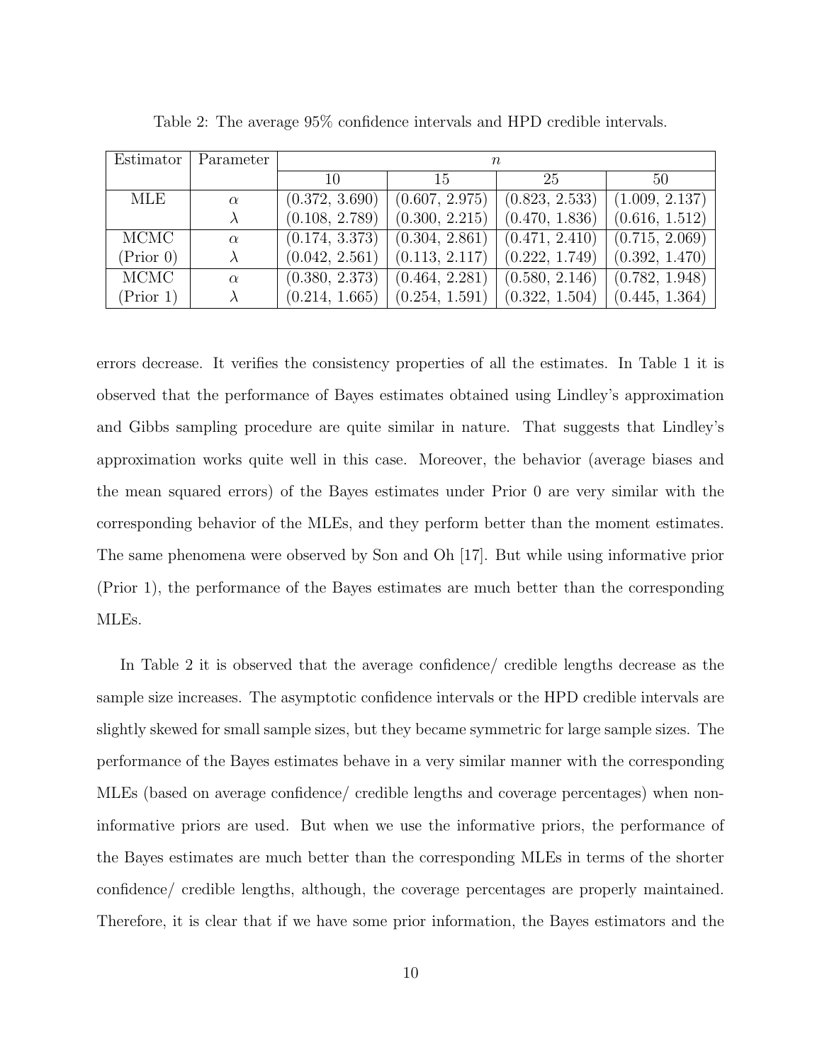Table 2: The average 95% confidence intervals and HPD credible intervals.

| Estimator | Parameter | $n$ | | | |
|---|---|---|---|---|---|
| | | 10 | 15 | 25 | 50 |
| MLE | $\alpha$ | (0.372, 3.690) | (0.607, 2.975) | (0.823, 2.533) | (1.009, 2.137) |
| | $\lambda$ | (0.108, 2.789) | (0.300, 2.215) | (0.470, 1.836) | (0.616, 1.512) |
| MCMC (Prior 0) | $\alpha$ | (0.174, 3.373) | (0.304, 2.861) | (0.471, 2.410) | (0.715, 2.069) |
| | $\lambda$ | (0.042, 2.561) | (0.113, 2.117) | (0.222, 1.749) | (0.392, 1.470) |
| MCMC (Prior 1) | $\alpha$ | (0.380, 2.373) | (0.464, 2.281) | (0.580, 2.146) | (0.782, 1.948) |
| | $\lambda$ | (0.214, 1.665) | (0.254, 1.591) | (0.322, 1.504) | (0.445, 1.364) |

errors decrease. It verifies the consistency properties of all the estimates. In Table 1 it is observed that the performance of Bayes estimates obtained using Lindley's approximation and Gibbs sampling procedure are quite similar in nature. That suggests that Lindley's approximation works quite well in this case. Moreover, the behavior (average biases and the mean squared errors) of the Bayes estimates under Prior 0 are very similar with the corresponding behavior of the MLEs, and they perform better than the moment estimates. The same phenomena were observed by Son and Oh [17]. But while using informative prior (Prior 1), the performance of the Bayes estimates are much better than the corresponding MLEs.

In Table 2 it is observed that the average confidence/ credible lengths decrease as the sample size increases. The asymptotic confidence intervals or the HPD credible intervals are slightly skewed for small sample sizes, but they became symmetric for large sample sizes. The performance of the Bayes estimates behave in a very similar manner with the corresponding MLEs (based on average confidence/ credible lengths and coverage percentages) when non-informative priors are used. But when we use the informative priors, the performance of the Bayes estimates are much better than the corresponding MLEs in terms of the shorter confidence/ credible lengths, although, the coverage percentages are properly maintained. Therefore, it is clear that if we have some prior information, the Bayes estimators and the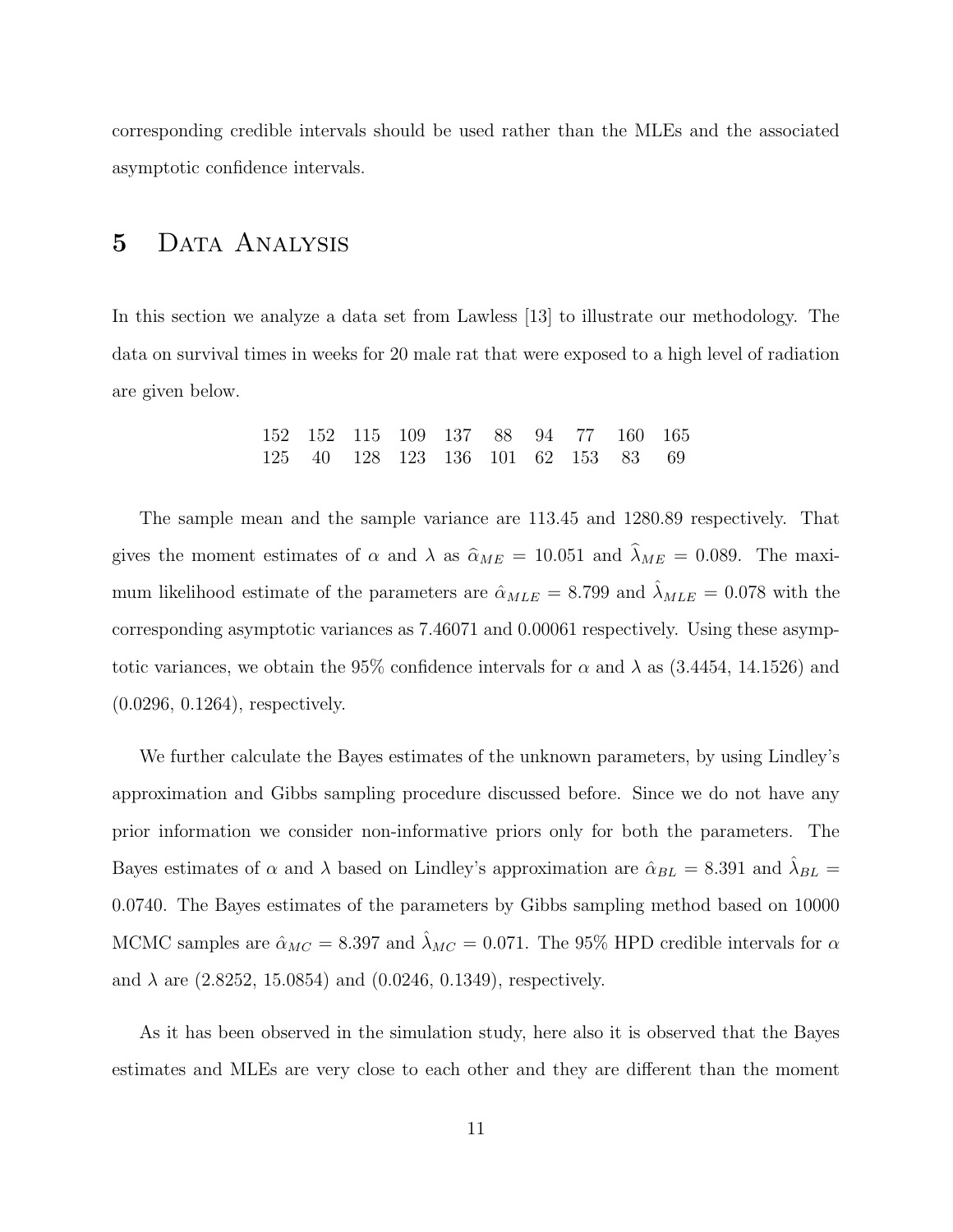corresponding credible intervals should be used rather than the MLEs and the associated asymptotic confidence intervals.

# 5 Data Analysis

In this section we analyze a data set from Lawless [13] to illustrate our methodology. The data on survival times in weeks for 20 male rat that were exposed to a high level of radiation are given below.

| | | | | | | | | | |
|---|---|---|---|---|---|---|---|---|---|
| 152 | 152 | 115 | 109 | 137 | 88 | 94 | 77 | 160 | 165 |
| 125 | 40 | 128 | 123 | 136 | 101 | 62 | 153 | 83 | 69 |

The sample mean and the sample variance are 113.45 and 1280.89 respectively. That gives the moment estimates of $\alpha$ and $\lambda$ as $\widehat{\alpha}_{ME} = 10.051$ and $\widehat{\lambda}_{ME} = 0.089$. The maximum likelihood estimate of the parameters are $\hat{\alpha}_{MLE} = 8.799$ and $\hat{\lambda}_{MLE} = 0.078$ with the corresponding asymptotic variances as 7.46071 and 0.00061 respectively. Using these asymptotic variances, we obtain the 95% confidence intervals for $\alpha$ and $\lambda$ as (3.4454, 14.1526) and (0.0296, 0.1264), respectively.

We further calculate the Bayes estimates of the unknown parameters, by using Lindley's approximation and Gibbs sampling procedure discussed before. Since we do not have any prior information we consider non-informative priors only for both the parameters. The Bayes estimates of $\alpha$ and $\lambda$ based on Lindley's approximation are $\hat{\alpha}_{BL} = 8.391$ and $\hat{\lambda}_{BL} = 0.0740$. The Bayes estimates of the parameters by Gibbs sampling method based on 10000 MCMC samples are $\hat{\alpha}_{MC} = 8.397$ and $\hat{\lambda}_{MC} = 0.071$. The 95% HPD credible intervals for $\alpha$ and $\lambda$ are (2.8252, 15.0854) and (0.0246, 0.1349), respectively.

As it has been observed in the simulation study, here also it is observed that the Bayes estimates and MLEs are very close to each other and they are different than the moment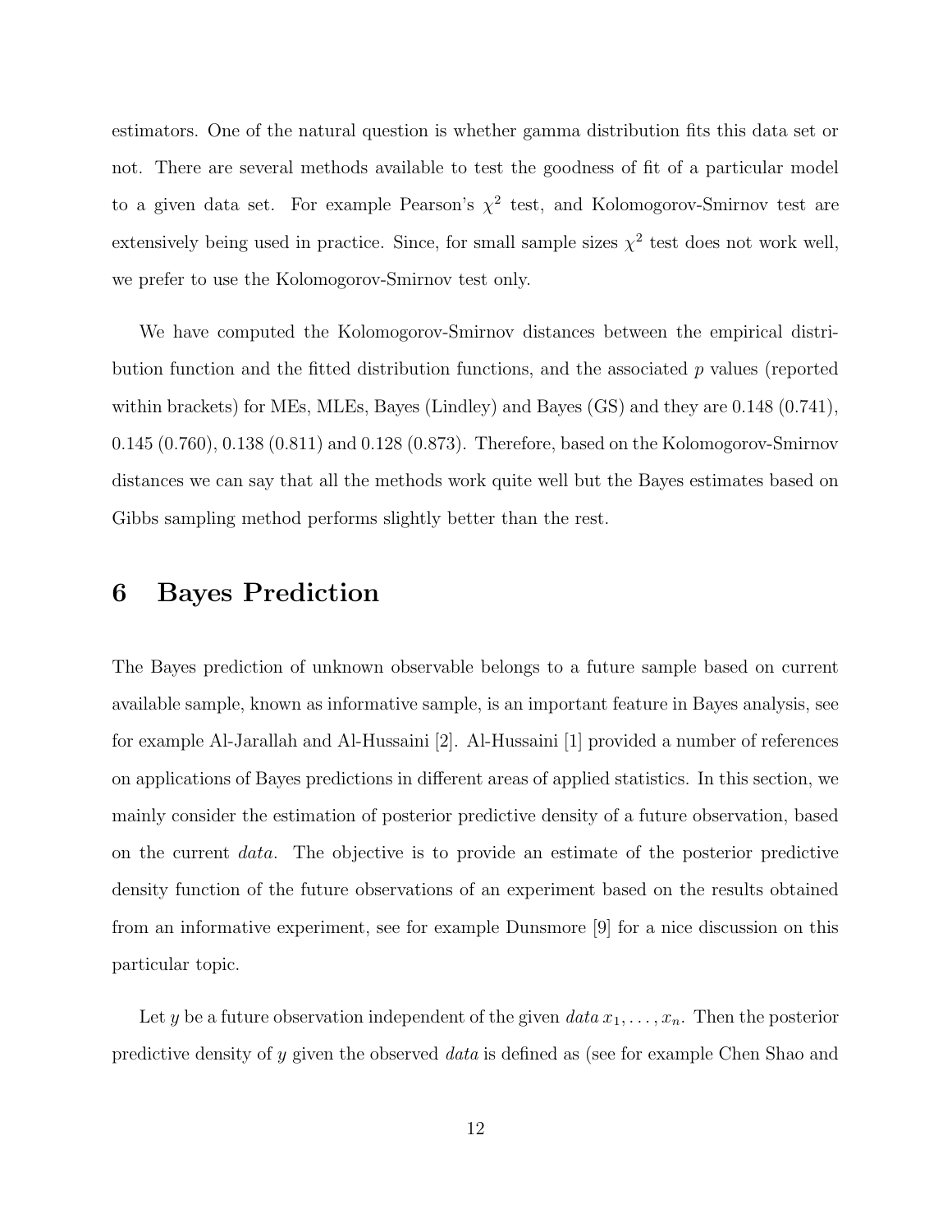estimators. One of the natural question is whether gamma distribution fits this data set or not. There are several methods available to test the goodness of fit of a particular model to a given data set. For example Pearson's $\chi^2$ test, and Kolomogorov-Smirnov test are extensively being used in practice. Since, for small sample sizes $\chi^2$ test does not work well, we prefer to use the Kolomogorov-Smirnov test only.

We have computed the Kolomogorov-Smirnov distances between the empirical distribution function and the fitted distribution functions, and the associated $p$ values (reported within brackets) for MEs, MLEs, Bayes (Lindley) and Bayes (GS) and they are 0.148 (0.741), 0.145 (0.760), 0.138 (0.811) and 0.128 (0.873). Therefore, based on the Kolomogorov-Smirnov distances we can say that all the methods work quite well but the Bayes estimates based on Gibbs sampling method performs slightly better than the rest.

# 6 Bayes Prediction

The Bayes prediction of unknown observable belongs to a future sample based on current available sample, known as informative sample, is an important feature in Bayes analysis, see for example Al-Jarallah and Al-Hussaini [2]. Al-Hussaini [1] provided a number of references on applications of Bayes predictions in different areas of applied statistics. In this section, we mainly consider the estimation of posterior predictive density of a future observation, based on the current *data*. The objective is to provide an estimate of the posterior predictive density function of the future observations of an experiment based on the results obtained from an informative experiment, see for example Dunsmore [9] for a nice discussion on this particular topic.

Let $y$ be a future observation independent of the given *data* $x_1, \ldots, x_n$. Then the posterior predictive density of $y$ given the observed *data* is defined as (see for example Chen Shao and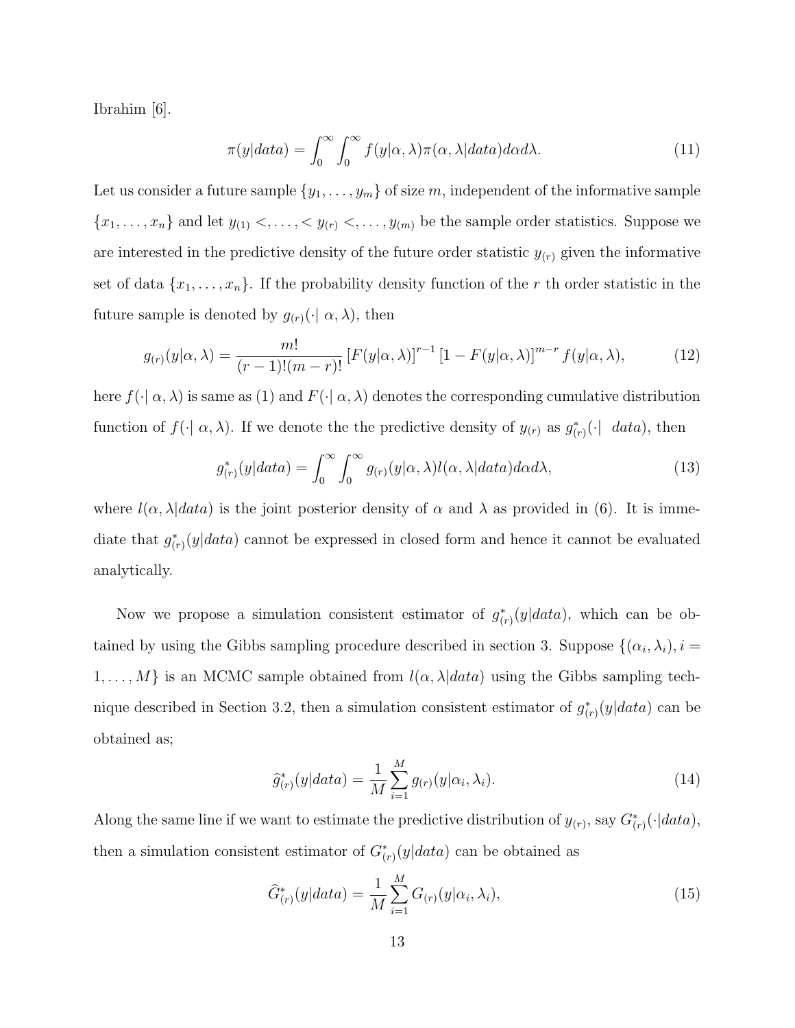Ibrahim [6].

$$\pi(y|data) = \int_0^\infty \int_0^\infty f(y|\alpha,\lambda)\pi(\alpha,\lambda|data)d\alpha d\lambda. \tag{11}$$

Let us consider a future sample $\{y_1,\ldots,y_m\}$ of size $m$, independent of the informative sample $\{x_1,\ldots,x_n\}$ and let $y_{(1)} <,\ldots,< y_{(r)} <,\ldots,y_{(m)}$ be the sample order statistics. Suppose we are interested in the predictive density of the future order statistic $y_{(r)}$ given the informative set of data $\{x_1,\ldots,x_n\}$. If the probability density function of the $r$ th order statistic in the future sample is denoted by $g_{(r)}(\cdot|\ \alpha,\lambda)$, then

$$g_{(r)}(y|\alpha,\lambda) = \frac{m!}{(r-1)!(m-r)!}\left[F(y|\alpha,\lambda)\right]^{r-1}\left[1-F(y|\alpha,\lambda)\right]^{m-r} f(y|\alpha,\lambda), \tag{12}$$

here $f(\cdot|\ \alpha,\lambda)$ is same as (1) and $F(\cdot|\ \alpha,\lambda)$ denotes the corresponding cumulative distribution function of $f(\cdot|\ \alpha,\lambda)$. If we denote the the predictive density of $y_{(r)}$ as $g^*_{(r)}(\cdot|\ \ data)$, then

$$g^*_{(r)}(y|data) = \int_0^\infty \int_0^\infty g_{(r)}(y|\alpha,\lambda)l(\alpha,\lambda|data)d\alpha d\lambda, \tag{13}$$

where $l(\alpha,\lambda|data)$ is the joint posterior density of $\alpha$ and $\lambda$ as provided in (6). It is immediate that $g^*_{(r)}(y|data)$ cannot be expressed in closed form and hence it cannot be evaluated analytically.

Now we propose a simulation consistent estimator of $g^*_{(r)}(y|data)$, which can be obtained by using the Gibbs sampling procedure described in section 3. Suppose $\{(\alpha_i,\lambda_i), i = 1,\ldots,M\}$ is an MCMC sample obtained from $l(\alpha,\lambda|data)$ using the Gibbs sampling technique described in Section 3.2, then a simulation consistent estimator of $g^*_{(r)}(y|data)$ can be obtained as;

$$\widehat{g}^*_{(r)}(y|data) = \frac{1}{M}\sum_{i=1}^{M} g_{(r)}(y|\alpha_i,\lambda_i). \tag{14}$$

Along the same line if we want to estimate the predictive distribution of $y_{(r)}$, say $G^*_{(r)}(\cdot|data)$, then a simulation consistent estimator of $G^*_{(r)}(y|data)$ can be obtained as

$$\widehat{G}^*_{(r)}(y|data) = \frac{1}{M}\sum_{i=1}^{M} G_{(r)}(y|\alpha_i,\lambda_i), \tag{15}$$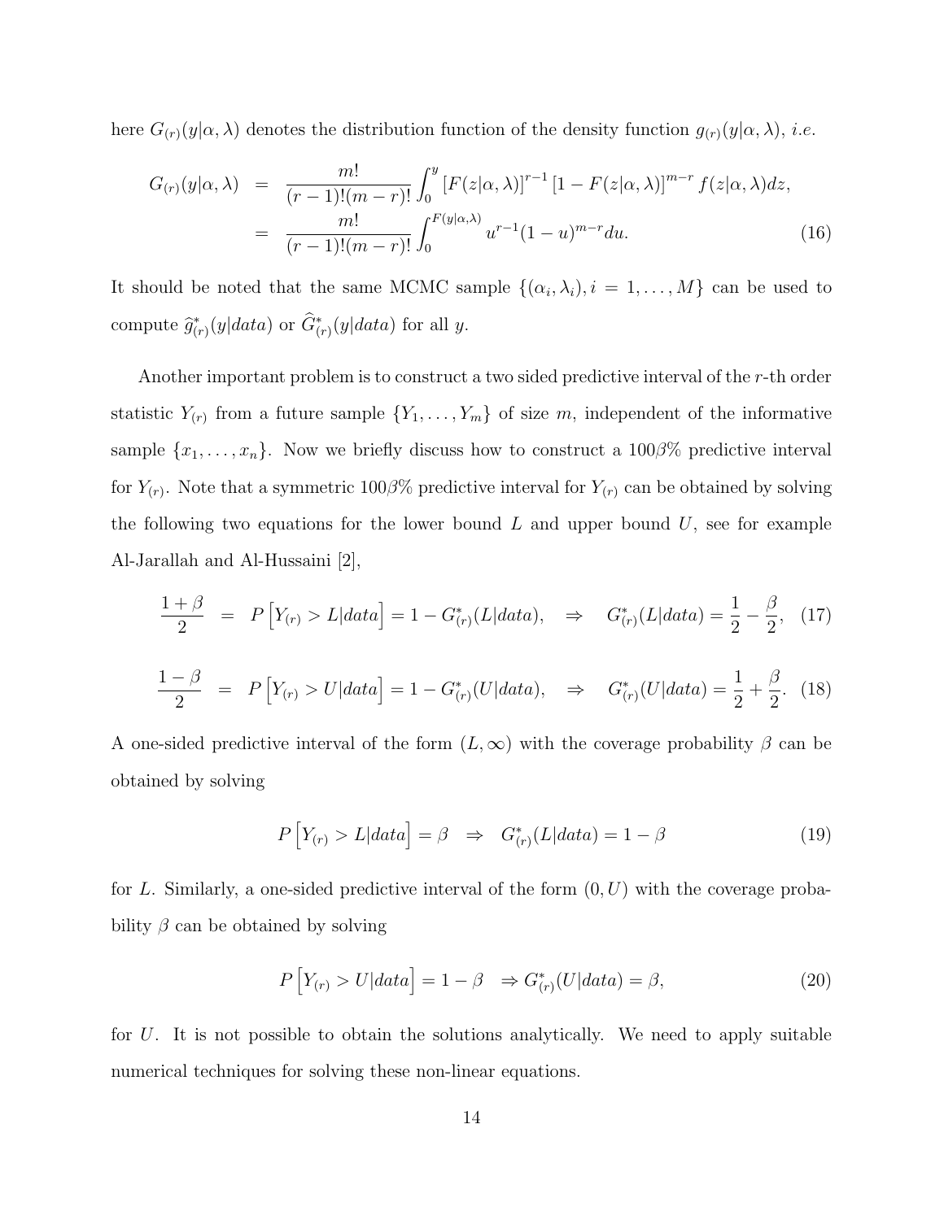here $G_{(r)}(y|\alpha,\lambda)$ denotes the distribution function of the density function $g_{(r)}(y|\alpha,\lambda)$, *i.e.*

$$
\begin{aligned}
G_{(r)}(y|\alpha,\lambda) &= \frac{m!}{(r-1)!(m-r)!}\int_0^y \left[F(z|\alpha,\lambda)\right]^{r-1}\left[1-F(z|\alpha,\lambda)\right]^{m-r} f(z|\alpha,\lambda)dz, \\
&= \frac{m!}{(r-1)!(m-r)!}\int_0^{F(y|\alpha,\lambda)} u^{r-1}(1-u)^{m-r}du. \qquad (16)
\end{aligned}
$$

It should be noted that the same MCMC sample $\{(\alpha_i,\lambda_i), i=1,\ldots,M\}$ can be used to compute $\widehat{g}^*_{(r)}(y|data)$ or $\widehat{G}^*_{(r)}(y|data)$ for all $y$.

Another important problem is to construct a two sided predictive interval of the $r$-th order statistic $Y_{(r)}$ from a future sample $\{Y_1,\ldots,Y_m\}$ of size $m$, independent of the informative sample $\{x_1,\ldots,x_n\}$. Now we briefly discuss how to construct a $100\beta\%$ predictive interval for $Y_{(r)}$. Note that a symmetric $100\beta\%$ predictive interval for $Y_{(r)}$ can be obtained by solving the following two equations for the lower bound $L$ and upper bound $U$, see for example Al-Jarallah and Al-Hussaini [2],

$$
\frac{1+\beta}{2} = P\left[Y_{(r)} > L|data\right] = 1 - G^*_{(r)}(L|data), \quad \Rightarrow \quad G^*_{(r)}(L|data) = \frac{1}{2} - \frac{\beta}{2}, \qquad (17)
$$

$$
\frac{1-\beta}{2} = P\left[Y_{(r)} > U|data\right] = 1 - G^*_{(r)}(U|data), \quad \Rightarrow \quad G^*_{(r)}(U|data) = \frac{1}{2} + \frac{\beta}{2}. \qquad (18)
$$

A one-sided predictive interval of the form $(L,\infty)$ with the coverage probability $\beta$ can be obtained by solving

$$
P\left[Y_{(r)} > L|data\right] = \beta \quad \Rightarrow \quad G^*_{(r)}(L|data) = 1-\beta \qquad (19)
$$

for $L$. Similarly, a one-sided predictive interval of the form $(0,U)$ with the coverage probability $\beta$ can be obtained by solving

$$
P\left[Y_{(r)} > U|data\right] = 1-\beta \quad \Rightarrow G^*_{(r)}(U|data) = \beta, \qquad (20)
$$

for $U$. It is not possible to obtain the solutions analytically. We need to apply suitable numerical techniques for solving these non-linear equations.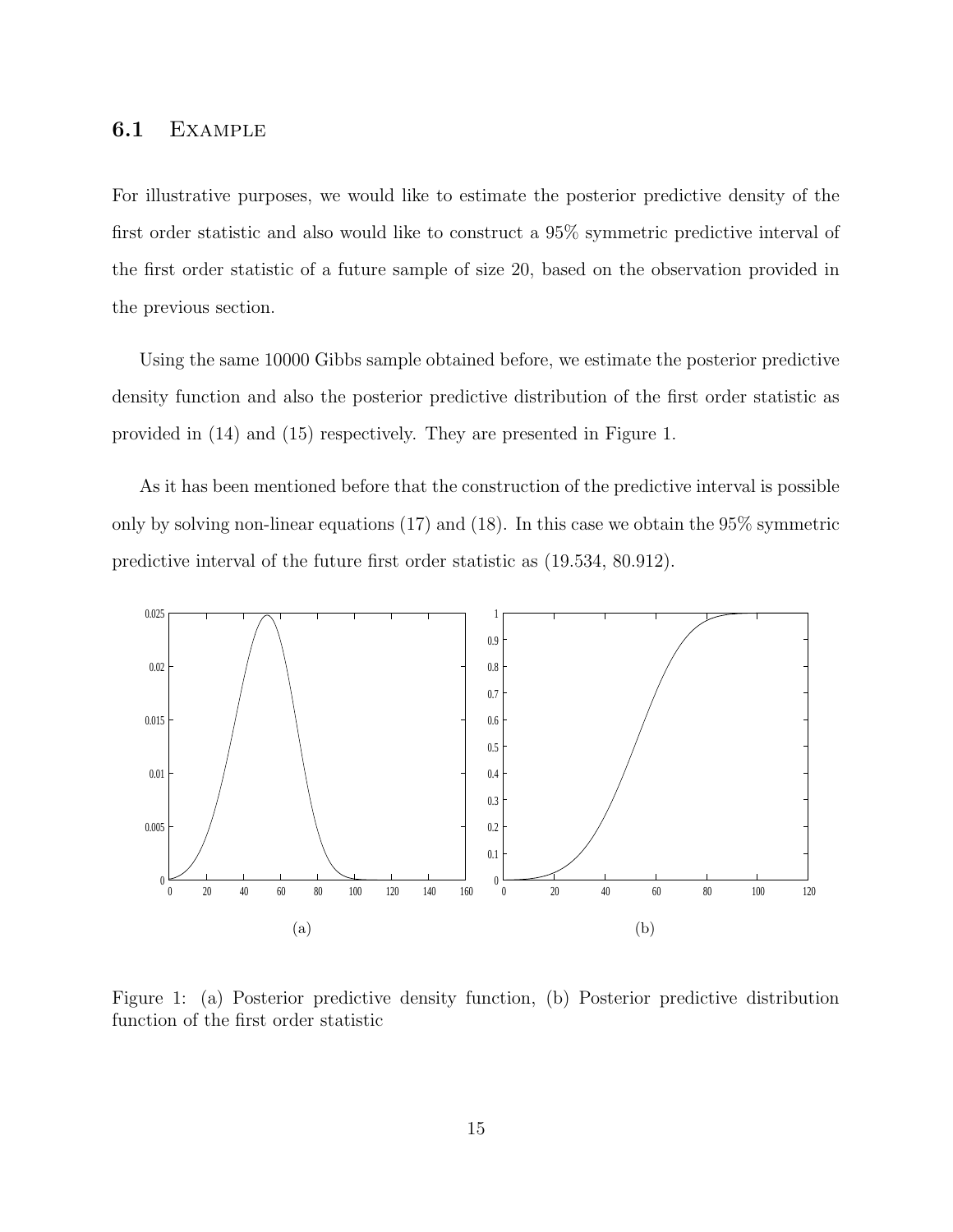### 6.1 Example

For illustrative purposes, we would like to estimate the posterior predictive density of the first order statistic and also would like to construct a 95% symmetric predictive interval of the first order statistic of a future sample of size 20, based on the observation provided in the previous section.

Using the same 10000 Gibbs sample obtained before, we estimate the posterior predictive density function and also the posterior predictive distribution of the first order statistic as provided in (14) and (15) respectively. They are presented in Figure 1.

As it has been mentioned before that the construction of the predictive interval is possible only by solving non-linear equations (17) and (18). In this case we obtain the 95% symmetric predictive interval of the future first order statistic as (19.534, 80.912).

(a) (b)

Figure 1: (a) Posterior predictive density function, (b) Posterior predictive distribution function of the first order statistic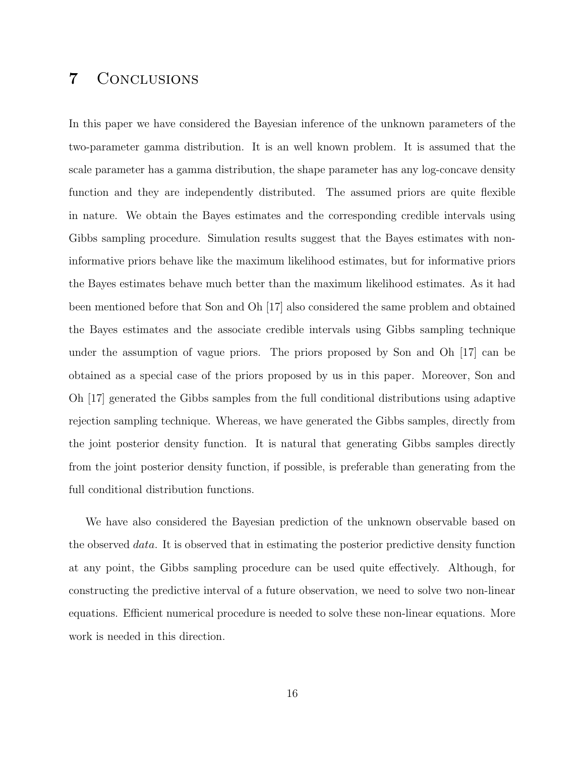# 7 Conclusions

In this paper we have considered the Bayesian inference of the unknown parameters of the two-parameter gamma distribution. It is an well known problem. It is assumed that the scale parameter has a gamma distribution, the shape parameter has any log-concave density function and they are independently distributed. The assumed priors are quite flexible in nature. We obtain the Bayes estimates and the corresponding credible intervals using Gibbs sampling procedure. Simulation results suggest that the Bayes estimates with non-informative priors behave like the maximum likelihood estimates, but for informative priors the Bayes estimates behave much better than the maximum likelihood estimates. As it had been mentioned before that Son and Oh [17] also considered the same problem and obtained the Bayes estimates and the associate credible intervals using Gibbs sampling technique under the assumption of vague priors. The priors proposed by Son and Oh [17] can be obtained as a special case of the priors proposed by us in this paper. Moreover, Son and Oh [17] generated the Gibbs samples from the full conditional distributions using adaptive rejection sampling technique. Whereas, we have generated the Gibbs samples, directly from the joint posterior density function. It is natural that generating Gibbs samples directly from the joint posterior density function, if possible, is preferable than generating from the full conditional distribution functions.

We have also considered the Bayesian prediction of the unknown observable based on the observed *data*. It is observed that in estimating the posterior predictive density function at any point, the Gibbs sampling procedure can be used quite effectively. Although, for constructing the predictive interval of a future observation, we need to solve two non-linear equations. Efficient numerical procedure is needed to solve these non-linear equations. More work is needed in this direction.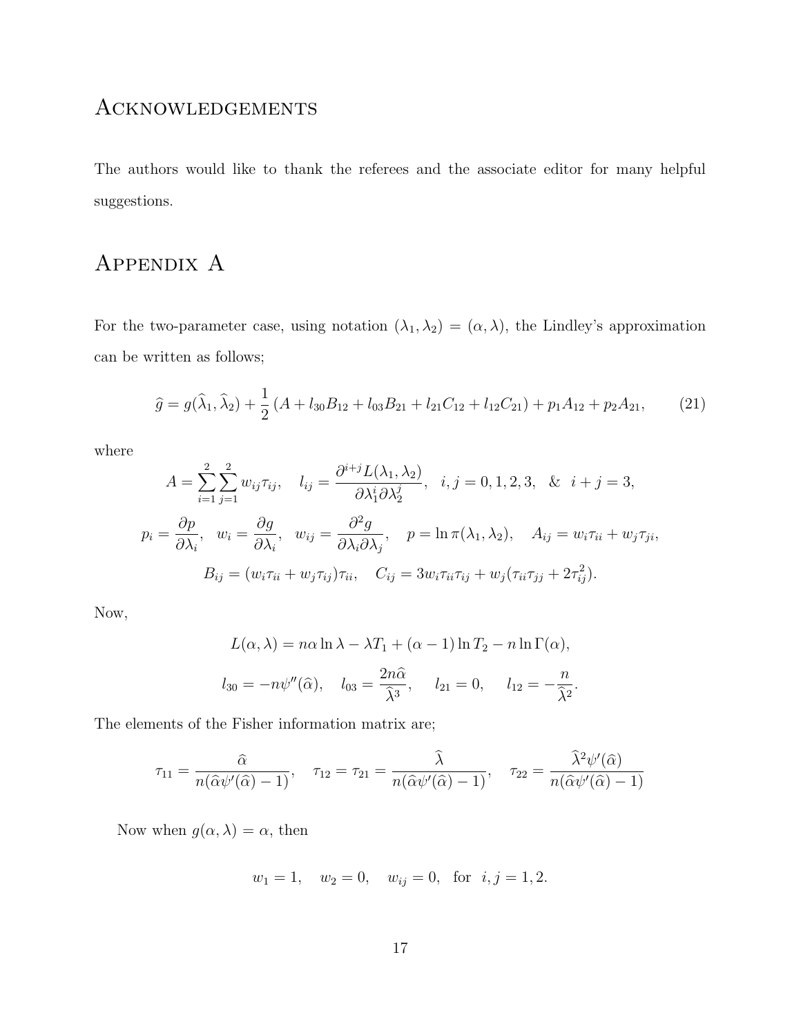# Acknowledgements

The authors would like to thank the referees and the associate editor for many helpful suggestions.

# Appendix A

For the two-parameter case, using notation $(\lambda_1, \lambda_2) = (\alpha, \lambda)$, the Lindley's approximation can be written as follows;

$$\widehat{g} = g(\widehat{\lambda}_1, \widehat{\lambda}_2) + \frac{1}{2}\left(A + l_{30}B_{12} + l_{03}B_{21} + l_{21}C_{12} + l_{12}C_{21}\right) + p_1 A_{12} + p_2 A_{21}, \tag{21}$$

where

$$A = \sum_{i=1}^{2}\sum_{j=1}^{2} w_{ij}\tau_{ij}, \quad l_{ij} = \frac{\partial^{i+j} L(\lambda_1, \lambda_2)}{\partial \lambda_1^i \partial \lambda_2^j}, \quad i,j = 0,1,2,3, \quad \& \quad i+j=3,$$

$$p_i = \frac{\partial p}{\partial \lambda_i}, \quad w_i = \frac{\partial g}{\partial \lambda_i}, \quad w_{ij} = \frac{\partial^2 g}{\partial \lambda_i \partial \lambda_j}, \quad p = \ln \pi(\lambda_1, \lambda_2), \quad A_{ij} = w_i \tau_{ii} + w_j \tau_{ji},$$

$$B_{ij} = (w_i \tau_{ii} + w_j \tau_{ij})\tau_{ii}, \quad C_{ij} = 3 w_i \tau_{ii}\tau_{ij} + w_j(\tau_{ii}\tau_{jj} + 2\tau_{ij}^2).$$

Now,

$$L(\alpha, \lambda) = n\alpha \ln \lambda - \lambda T_1 + (\alpha - 1)\ln T_2 - n \ln \Gamma(\alpha),$$

$$l_{30} = -n\psi''(\widehat{\alpha}), \quad l_{03} = \frac{2n\widehat{\alpha}}{\widehat{\lambda}^3}, \quad l_{21} = 0, \quad l_{12} = -\frac{n}{\widehat{\lambda}^2}.$$

The elements of the Fisher information matrix are;

$$\tau_{11} = \frac{\widehat{\alpha}}{n(\widehat{\alpha}\psi'(\widehat{\alpha}) - 1)}, \quad \tau_{12} = \tau_{21} = \frac{\widehat{\lambda}}{n(\widehat{\alpha}\psi'(\widehat{\alpha}) - 1)}, \quad \tau_{22} = \frac{\widehat{\lambda}^2 \psi'(\widehat{\alpha})}{n(\widehat{\alpha}\psi'(\widehat{\alpha}) - 1)}$$

Now when $g(\alpha, \lambda) = \alpha$, then

$$w_1 = 1, \quad w_2 = 0, \quad w_{ij} = 0, \quad \text{for} \quad i,j = 1,2.$$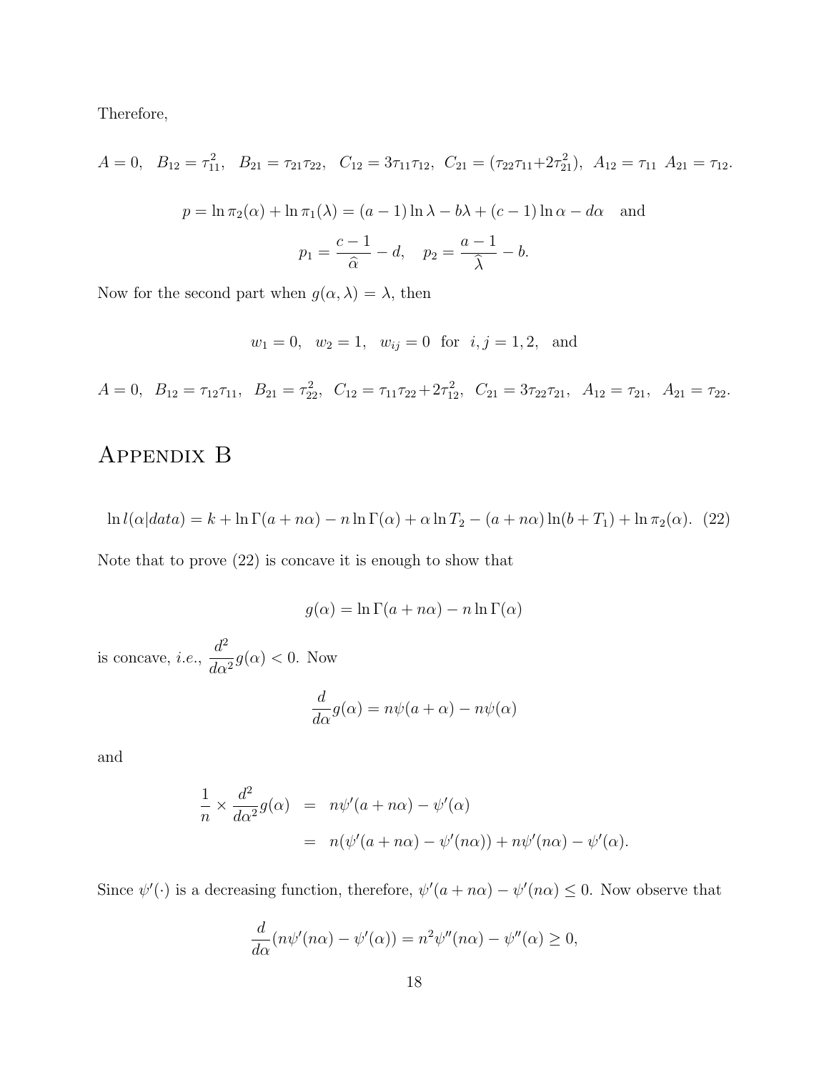Therefore,

$$A = 0, \quad B_{12} = \tau_{11}^2, \quad B_{21} = \tau_{21}\tau_{22}, \quad C_{12} = 3\tau_{11}\tau_{12}, \;\; C_{21} = (\tau_{22}\tau_{11} + 2\tau_{21}^2), \;\; A_{12} = \tau_{11} \;\; A_{21} = \tau_{12}.$$

$$p = \ln \pi_2(\alpha) + \ln \pi_1(\lambda) = (a-1)\ln \lambda - b\lambda + (c-1)\ln \alpha - d\alpha \quad \text{and}$$

$$p_1 = \frac{c-1}{\widehat{\alpha}} - d, \quad p_2 = \frac{a-1}{\widehat{\lambda}} - b.$$

Now for the second part when $g(\alpha, \lambda) = \lambda$, then

$$w_1 = 0, \quad w_2 = 1, \quad w_{ij} = 0 \;\; \text{for} \;\; i, j = 1, 2, \quad \text{and}$$

$$A = 0, \;\; B_{12} = \tau_{12}\tau_{11}, \;\; B_{21} = \tau_{22}^2, \;\; C_{12} = \tau_{11}\tau_{22} + 2\tau_{12}^2, \;\; C_{21} = 3\tau_{22}\tau_{21}, \;\; A_{12} = \tau_{21}, \;\; A_{21} = \tau_{22}.$$

# Appendix B

$$\ln l(\alpha|data) = k + \ln \Gamma(a + n\alpha) - n \ln \Gamma(\alpha) + \alpha \ln T_2 - (a + n\alpha)\ln(b + T_1) + \ln \pi_2(\alpha). \quad (22)$$

Note that to prove (22) is concave it is enough to show that

$$g(\alpha) = \ln \Gamma(a + n\alpha) - n \ln \Gamma(\alpha)$$

is concave, *i.e.*, $\frac{d^2}{d\alpha^2} g(\alpha) < 0$. Now

$$\frac{d}{d\alpha} g(\alpha) = n\psi(a + \alpha) - n\psi(\alpha)$$

and

$$\begin{aligned}
\frac{1}{n} \times \frac{d^2}{d\alpha^2} g(\alpha) &= n\psi'(a + n\alpha) - \psi'(\alpha) \\
&= n(\psi'(a + n\alpha) - \psi'(n\alpha)) + n\psi'(n\alpha) - \psi'(\alpha).
\end{aligned}$$

Since $\psi'(\cdot)$ is a decreasing function, therefore, $\psi'(a + n\alpha) - \psi'(n\alpha) \leq 0$. Now observe that

$$\frac{d}{d\alpha}(n\psi'(n\alpha) - \psi'(\alpha)) = n^2\psi''(n\alpha) - \psi''(\alpha) \geq 0,$$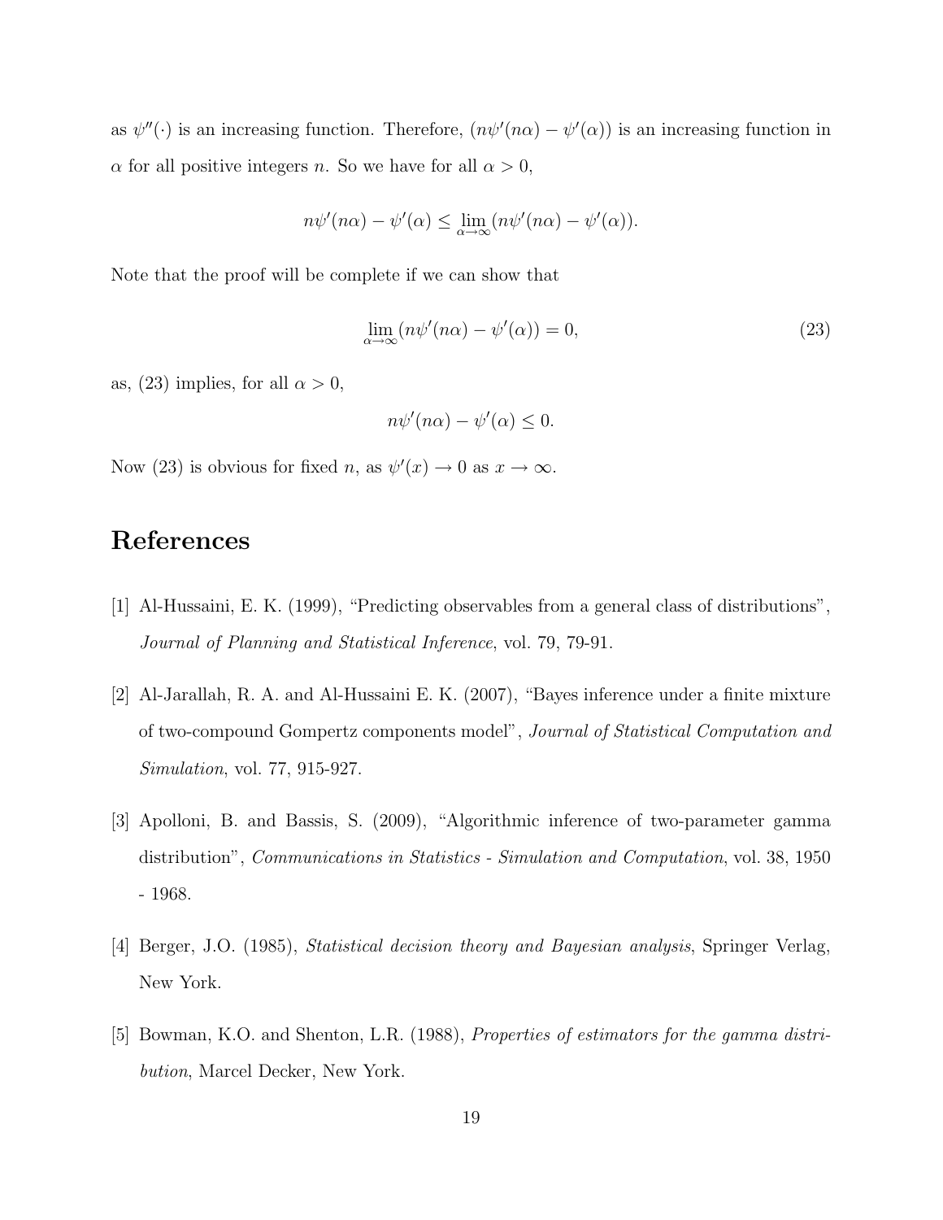as $\psi''(\cdot)$ is an increasing function. Therefore, $(n\psi'(n\alpha) - \psi'(\alpha))$ is an increasing function in $\alpha$ for all positive integers $n$. So we have for all $\alpha > 0$,

$$n\psi'(n\alpha) - \psi'(\alpha) \leq \lim_{\alpha \to \infty} (n\psi'(n\alpha) - \psi'(\alpha)).$$

Note that the proof will be complete if we can show that

$$\lim_{\alpha \to \infty} (n\psi'(n\alpha) - \psi'(\alpha)) = 0, \tag{23}$$

as, (23) implies, for all $\alpha > 0$,

$$n\psi'(n\alpha) - \psi'(\alpha) \leq 0.$$

Now (23) is obvious for fixed $n$, as $\psi'(x) \to 0$ as $x \to \infty$.

# References

[1] Al-Hussaini, E. K. (1999), "Predicting observables from a general class of distributions", *Journal of Planning and Statistical Inference*, vol. 79, 79-91.

[2] Al-Jarallah, R. A. and Al-Hussaini E. K. (2007), "Bayes inference under a finite mixture of two-compound Gompertz components model", *Journal of Statistical Computation and Simulation*, vol. 77, 915-927.

[3] Apolloni, B. and Bassis, S. (2009), "Algorithmic inference of two-parameter gamma distribution", *Communications in Statistics - Simulation and Computation*, vol. 38, 1950 - 1968.

[4] Berger, J.O. (1985), *Statistical decision theory and Bayesian analysis*, Springer Verlag, New York.

[5] Bowman, K.O. and Shenton, L.R. (1988), *Properties of estimators for the gamma distribution*, Marcel Decker, New York.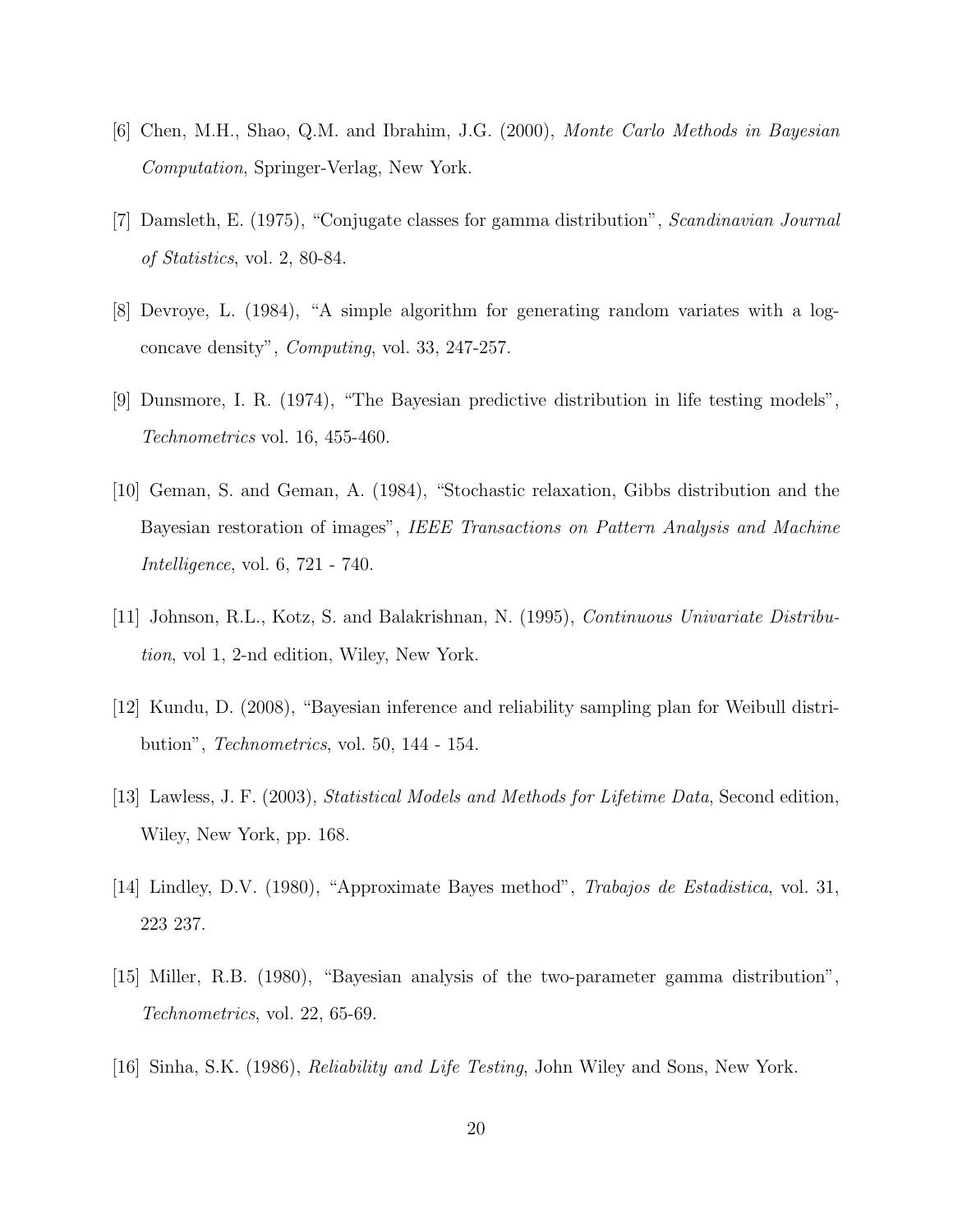[6] Chen, M.H., Shao, Q.M. and Ibrahim, J.G. (2000), *Monte Carlo Methods in Bayesian Computation*, Springer-Verlag, New York.

[7] Damsleth, E. (1975), "Conjugate classes for gamma distribution", *Scandinavian Journal of Statistics*, vol. 2, 80-84.

[8] Devroye, L. (1984), "A simple algorithm for generating random variates with a log-concave density", *Computing*, vol. 33, 247-257.

[9] Dunsmore, I. R. (1974), "The Bayesian predictive distribution in life testing models", *Technometrics* vol. 16, 455-460.

[10] Geman, S. and Geman, A. (1984), "Stochastic relaxation, Gibbs distribution and the Bayesian restoration of images", *IEEE Transactions on Pattern Analysis and Machine Intelligence*, vol. 6, 721 - 740.

[11] Johnson, R.L., Kotz, S. and Balakrishnan, N. (1995), *Continuous Univariate Distribution*, vol 1, 2-nd edition, Wiley, New York.

[12] Kundu, D. (2008), "Bayesian inference and reliability sampling plan for Weibull distribution", *Technometrics*, vol. 50, 144 - 154.

[13] Lawless, J. F. (2003), *Statistical Models and Methods for Lifetime Data*, Second edition, Wiley, New York, pp. 168.

[14] Lindley, D.V. (1980), "Approximate Bayes method", *Trabajos de Estadistica*, vol. 31, 223 237.

[15] Miller, R.B. (1980), "Bayesian analysis of the two-parameter gamma distribution", *Technometrics*, vol. 22, 65-69.

[16] Sinha, S.K. (1986), *Reliability and Life Testing*, John Wiley and Sons, New York.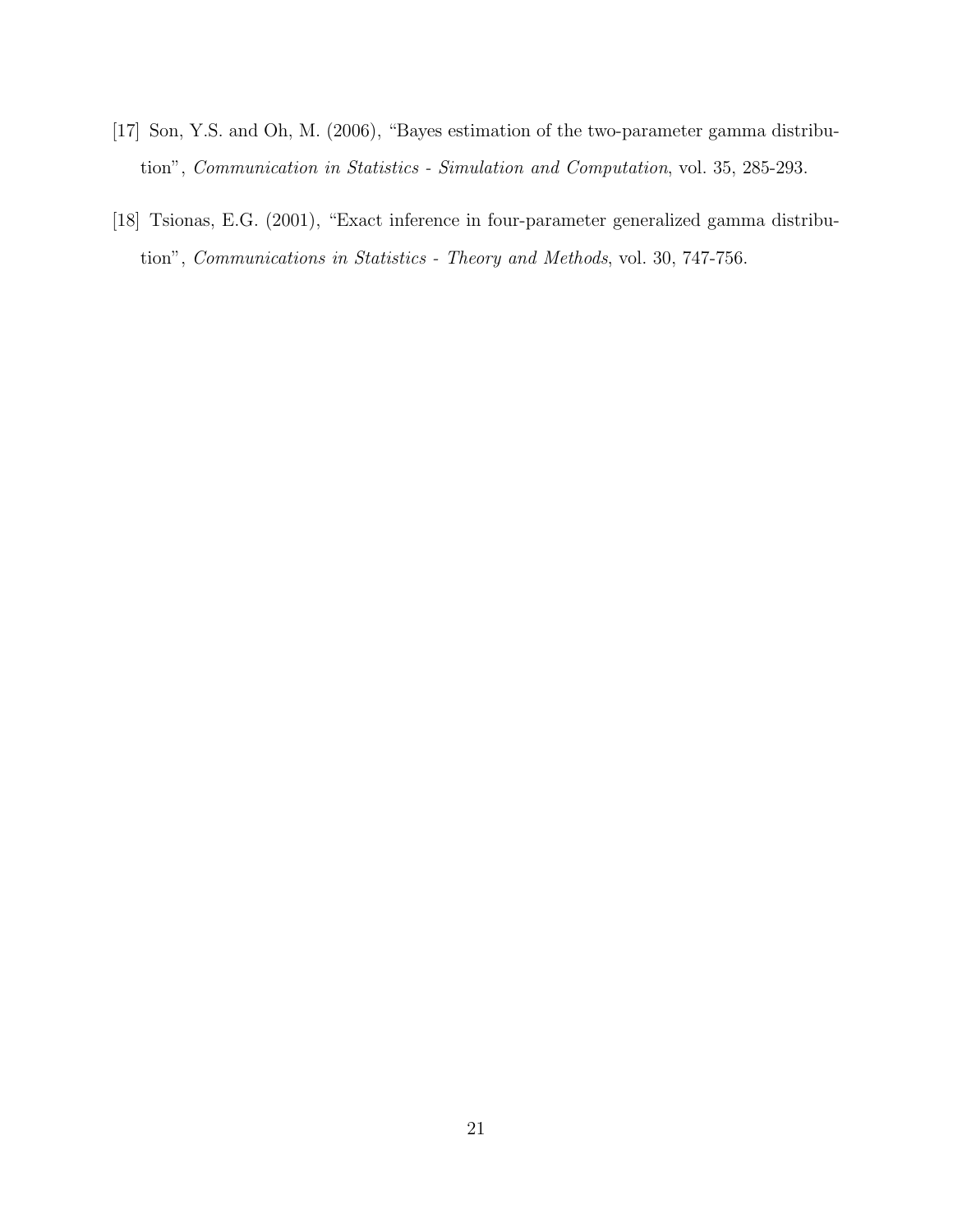[17] Son, Y.S. and Oh, M. (2006), "Bayes estimation of the two-parameter gamma distribution", *Communication in Statistics - Simulation and Computation*, vol. 35, 285-293.

[18] Tsionas, E.G. (2001), "Exact inference in four-parameter generalized gamma distribution", *Communications in Statistics - Theory and Methods*, vol. 30, 747-756.